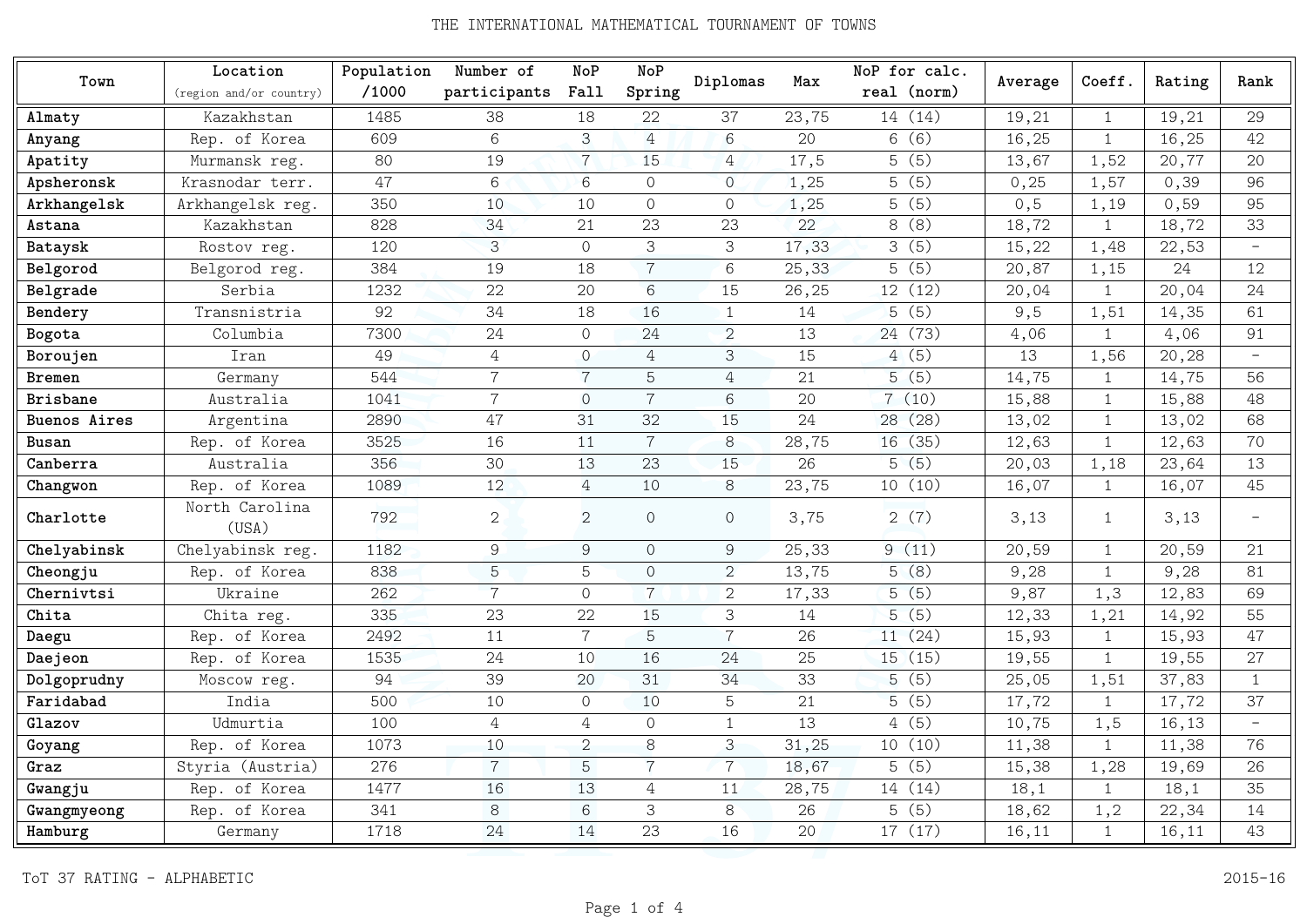# THE INTERNATIONAL MATHEMATICAL TOURNAMENT OF TOWNS

| Town | Location (region and/or country) | Population /1000 | Number of participants | NoP Fall | NoP Spring | Diplomas | Max | NoP for calc. real (norm) | Average | Coeff. | Rating | Rank |
|---|---|---|---|---|---|---|---|---|---|---|---|---|
| **Almaty** | Kazakhstan | 1485 | 38 | 18 | 22 | 37 | 23,75 | 14 (14) | 19,21 | 1 | 19,21 | 29 |
| **Anyang** | Rep. of Korea | 609 | 6 | 3 | 4 | 6 | 20 | 6 (6) | 16,25 | 1 | 16,25 | 42 |
| **Apatity** | Murmansk reg. | 80 | 19 | 7 | 15 | 4 | 17,5 | 5 (5) | 13,67 | 1,52 | 20,77 | 20 |
| **Apsheronsk** | Krasnodar terr. | 47 | 6 | 6 | 0 | 0 | 1,25 | 5 (5) | 0,25 | 1,57 | 0,39 | 96 |
| **Arkhangelsk** | Arkhangelsk reg. | 350 | 10 | 10 | 0 | 0 | 1,25 | 5 (5) | 0,5 | 1,19 | 0,59 | 95 |
| **Astana** | Kazakhstan | 828 | 34 | 21 | 23 | 23 | 22 | 8 (8) | 18,72 | 1 | 18,72 | 33 |
| **Bataysk** | Rostov reg. | 120 | 3 | 0 | 3 | 3 | 17,33 | 3 (5) | 15,22 | 1,48 | 22,53 | - |
| **Belgorod** | Belgorod reg. | 384 | 19 | 18 | 7 | 6 | 25,33 | 5 (5) | 20,87 | 1,15 | 24 | 12 |
| **Belgrade** | Serbia | 1232 | 22 | 20 | 6 | 15 | 26,25 | 12 (12) | 20,04 | 1 | 20,04 | 24 |
| **Bendery** | Transnistria | 92 | 34 | 18 | 16 | 1 | 14 | 5 (5) | 9,5 | 1,51 | 14,35 | 61 |
| **Bogota** | Columbia | 7300 | 24 | 0 | 24 | 2 | 13 | 24 (73) | 4,06 | 1 | 4,06 | 91 |
| **Boroujen** | Iran | 49 | 4 | 0 | 4 | 3 | 15 | 4 (5) | 13 | 1,56 | 20,28 | - |
| **Bremen** | Germany | 544 | 7 | 7 | 5 | 4 | 21 | 5 (5) | 14,75 | 1 | 14,75 | 56 |
| **Brisbane** | Australia | 1041 | 7 | 0 | 7 | 6 | 20 | 7 (10) | 15,88 | 1 | 15,88 | 48 |
| **Buenos Aires** | Argentina | 2890 | 47 | 31 | 32 | 15 | 24 | 28 (28) | 13,02 | 1 | 13,02 | 68 |
| **Busan** | Rep. of Korea | 3525 | 16 | 11 | 7 | 8 | 28,75 | 16 (35) | 12,63 | 1 | 12,63 | 70 |
| **Canberra** | Australia | 356 | 30 | 13 | 23 | 15 | 26 | 5 (5) | 20,03 | 1,18 | 23,64 | 13 |
| **Changwon** | Rep. of Korea | 1089 | 12 | 4 | 10 | 8 | 23,75 | 10 (10) | 16,07 | 1 | 16,07 | 45 |
| **Charlotte** | North Carolina (USA) | 792 | 2 | 2 | 0 | 0 | 3,75 | 2 (7) | 3,13 | 1 | 3,13 | - |
| **Chelyabinsk** | Chelyabinsk reg. | 1182 | 9 | 9 | 0 | 9 | 25,33 | 9 (11) | 20,59 | 1 | 20,59 | 21 |
| **Cheongju** | Rep. of Korea | 838 | 5 | 5 | 0 | 2 | 13,75 | 5 (8) | 9,28 | 1 | 9,28 | 81 |
| **Chernivtsi** | Ukraine | 262 | 7 | 0 | 7 | 2 | 17,33 | 5 (5) | 9,87 | 1,3 | 12,83 | 69 |
| **Chita** | Chita reg. | 335 | 23 | 22 | 15 | 3 | 14 | 5 (5) | 12,33 | 1,21 | 14,92 | 55 |
| **Daegu** | Rep. of Korea | 2492 | 11 | 7 | 5 | 7 | 26 | 11 (24) | 15,93 | 1 | 15,93 | 47 |
| **Daejeon** | Rep. of Korea | 1535 | 24 | 10 | 16 | 24 | 25 | 15 (15) | 19,55 | 1 | 19,55 | 27 |
| **Dolgoprudny** | Moscow reg. | 94 | 39 | 20 | 31 | 34 | 33 | 5 (5) | 25,05 | 1,51 | 37,83 | 1 |
| **Faridabad** | India | 500 | 10 | 0 | 10 | 5 | 21 | 5 (5) | 17,72 | 1 | 17,72 | 37 |
| **Glazov** | Udmurtia | 100 | 4 | 4 | 0 | 1 | 13 | 4 (5) | 10,75 | 1,5 | 16,13 | - |
| **Goyang** | Rep. of Korea | 1073 | 10 | 2 | 8 | 3 | 31,25 | 10 (10) | 11,38 | 1 | 11,38 | 76 |
| **Graz** | Styria (Austria) | 276 | 7 | 5 | 7 | 7 | 18,67 | 5 (5) | 15,38 | 1,28 | 19,69 | 26 |
| **Gwangju** | Rep. of Korea | 1477 | 16 | 13 | 4 | 11 | 28,75 | 14 (14) | 18,1 | 1 | 18,1 | 35 |
| **Gwangmyeong** | Rep. of Korea | 341 | 8 | 6 | 3 | 8 | 26 | 5 (5) | 18,62 | 1,2 | 22,34 | 14 |
| **Hamburg** | Germany | 1718 | 24 | 14 | 23 | 16 | 20 | 17 (17) | 16,11 | 1 | 16,11 | 43 |

ToT 37 RATING - ALPHABETIC

2015-16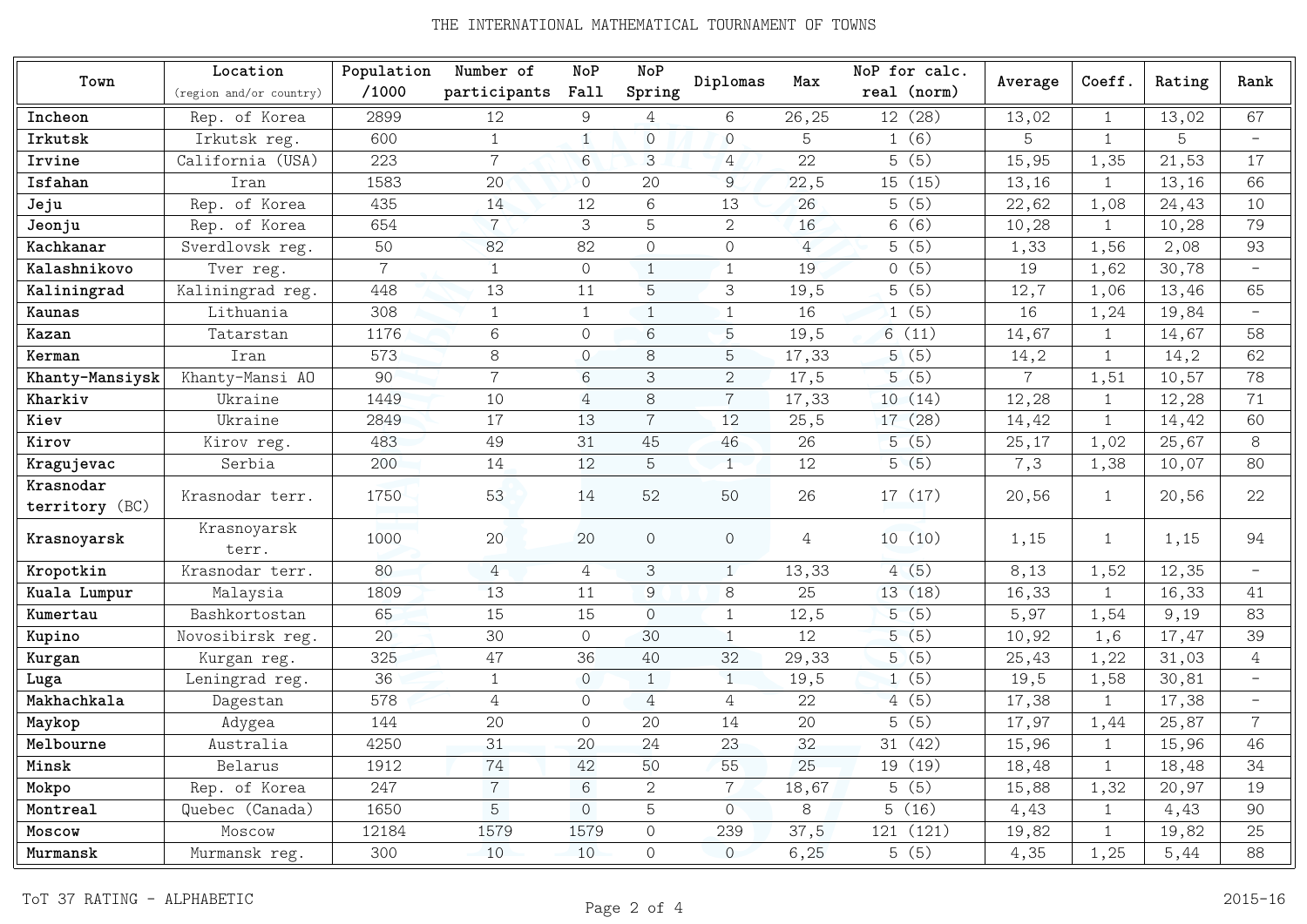| Town | Location (region and/or country) | Population /1000 | Number of participants | NoP Fall | NoP Spring | Diplomas | Max | NoP for calc. real (norm) | Average | Coeff. | Rating | Rank |
|---|---|---|---|---|---|---|---|---|---|---|---|---|
| **Incheon** | Rep. of Korea | 2899 | 12 | 9 | 4 | 6 | 26,25 | 12 (28) | 13,02 | 1 | 13,02 | 67 |
| **Irkutsk** | Irkutsk reg. | 600 | 1 | 1 | 0 | 0 | 5 | 1 (6) | 5 | 1 | 5 | - |
| **Irvine** | California (USA) | 223 | 7 | 6 | 3 | 4 | 22 | 5 (5) | 15,95 | 1,35 | 21,53 | 17 |
| **Isfahan** | Iran | 1583 | 20 | 0 | 20 | 9 | 22,5 | 15 (15) | 13,16 | 1 | 13,16 | 66 |
| **Jeju** | Rep. of Korea | 435 | 14 | 12 | 6 | 13 | 26 | 5 (5) | 22,62 | 1,08 | 24,43 | 10 |
| **Jeonju** | Rep. of Korea | 654 | 7 | 3 | 5 | 2 | 16 | 6 (6) | 10,28 | 1 | 10,28 | 79 |
| **Kachkanar** | Sverdlovsk reg. | 50 | 82 | 82 | 0 | 0 | 4 | 5 (5) | 1,33 | 1,56 | 2,08 | 93 |
| **Kalashnikovo** | Tver reg. | 7 | 1 | 0 | 1 | 1 | 19 | 0 (5) | 19 | 1,62 | 30,78 | - |
| **Kaliningrad** | Kaliningrad reg. | 448 | 13 | 11 | 5 | 3 | 19,5 | 5 (5) | 12,7 | 1,06 | 13,46 | 65 |
| **Kaunas** | Lithuania | 308 | 1 | 1 | 1 | 1 | 16 | 1 (5) | 16 | 1,24 | 19,84 | - |
| **Kazan** | Tatarstan | 1176 | 6 | 0 | 6 | 5 | 19,5 | 6 (11) | 14,67 | 1 | 14,67 | 58 |
| **Kerman** | Iran | 573 | 8 | 0 | 8 | 5 | 17,33 | 5 (5) | 14,2 | 1 | 14,2 | 62 |
| **Khanty-Mansiysk** | Khanty-Mansi AO | 90 | 7 | 6 | 3 | 2 | 17,5 | 5 (5) | 7 | 1,51 | 10,57 | 78 |
| **Kharkiv** | Ukraine | 1449 | 10 | 4 | 8 | 7 | 17,33 | 10 (14) | 12,28 | 1 | 12,28 | 71 |
| **Kiev** | Ukraine | 2849 | 17 | 13 | 7 | 12 | 25,5 | 17 (28) | 14,42 | 1 | 14,42 | 60 |
| **Kirov** | Kirov reg. | 483 | 49 | 31 | 45 | 46 | 26 | 5 (5) | 25,17 | 1,02 | 25,67 | 8 |
| **Kragujevac** | Serbia | 200 | 14 | 12 | 5 | 1 | 12 | 5 (5) | 7,3 | 1,38 | 10,07 | 80 |
| **Krasnodar territory** (BC) | Krasnodar terr. | 1750 | 53 | 14 | 52 | 50 | 26 | 17 (17) | 20,56 | 1 | 20,56 | 22 |
| **Krasnoyarsk** | Krasnoyarsk terr. | 1000 | 20 | 20 | 0 | 0 | 4 | 10 (10) | 1,15 | 1 | 1,15 | 94 |
| **Kropotkin** | Krasnodar terr. | 80 | 4 | 4 | 3 | 1 | 13,33 | 4 (5) | 8,13 | 1,52 | 12,35 | - |
| **Kuala Lumpur** | Malaysia | 1809 | 13 | 11 | 9 | 8 | 25 | 13 (18) | 16,33 | 1 | 16,33 | 41 |
| **Kumertau** | Bashkortostan | 65 | 15 | 15 | 0 | 1 | 12,5 | 5 (5) | 5,97 | 1,54 | 9,19 | 83 |
| **Kupino** | Novosibirsk reg. | 20 | 30 | 0 | 30 | 1 | 12 | 5 (5) | 10,92 | 1,6 | 17,47 | 39 |
| **Kurgan** | Kurgan reg. | 325 | 47 | 36 | 40 | 32 | 29,33 | 5 (5) | 25,43 | 1,22 | 31,03 | 4 |
| **Luga** | Leningrad reg. | 36 | 1 | 0 | 1 | 1 | 19,5 | 1 (5) | 19,5 | 1,58 | 30,81 | - |
| **Makhachkala** | Dagestan | 578 | 4 | 0 | 4 | 4 | 22 | 4 (5) | 17,38 | 1 | 17,38 | - |
| **Maykop** | Adygea | 144 | 20 | 0 | 20 | 14 | 20 | 5 (5) | 17,97 | 1,44 | 25,87 | 7 |
| **Melbourne** | Australia | 4250 | 31 | 20 | 24 | 23 | 32 | 31 (42) | 15,96 | 1 | 15,96 | 46 |
| **Minsk** | Belarus | 1912 | 74 | 42 | 50 | 55 | 25 | 19 (19) | 18,48 | 1 | 18,48 | 34 |
| **Mokpo** | Rep. of Korea | 247 | 7 | 6 | 2 | 7 | 18,67 | 5 (5) | 15,88 | 1,32 | 20,97 | 19 |
| **Montreal** | Quebec (Canada) | 1650 | 5 | 0 | 5 | 0 | 8 | 5 (16) | 4,43 | 1 | 4,43 | 90 |
| **Moscow** | Moscow | 12184 | 1579 | 1579 | 0 | 239 | 37,5 | 121 (121) | 19,82 | 1 | 19,82 | 25 |
| **Murmansk** | Murmansk reg. | 300 | 10 | 10 | 0 | 0 | 6,25 | 5 (5) | 4,35 | 1,25 | 5,44 | 88 |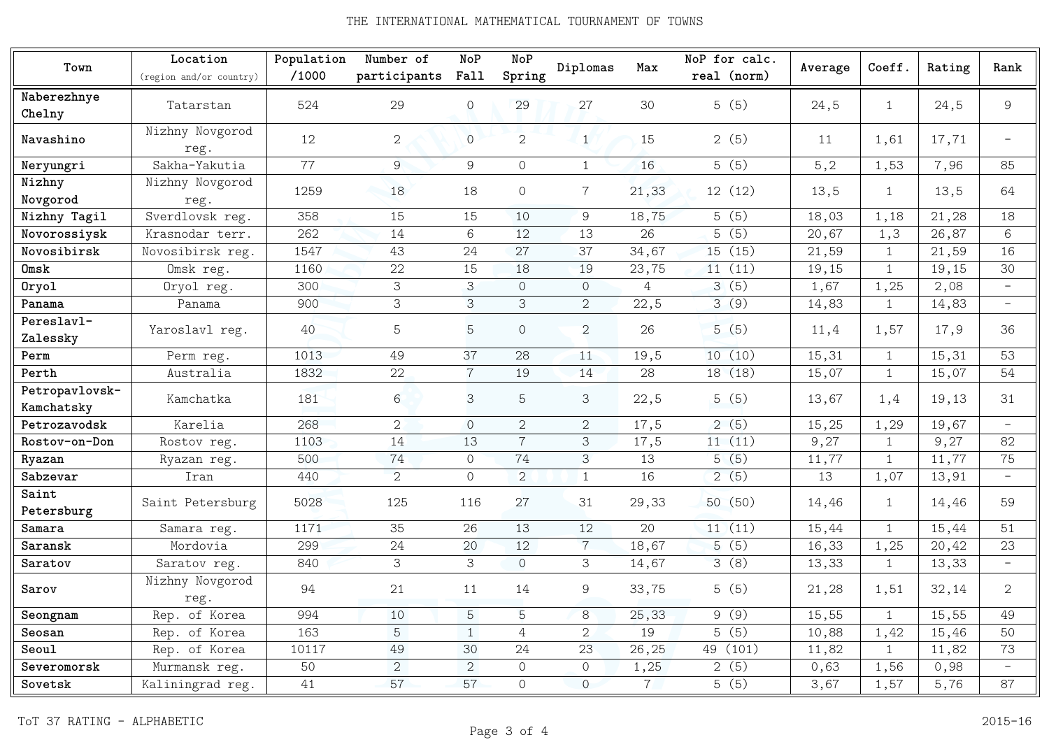| Town | Location (region and/or country) | Population /1000 | Number of participants | NoP Fall | NoP Spring | Diplomas | Max | NoP for calc. real (norm) | Average | Coeff. | Rating | Rank |
|---|---|---|---|---|---|---|---|---|---|---|---|---|
| **Naberezhnye Chelny** | Tatarstan | 524 | 29 | 0 | 29 | 27 | 30 | 5 (5) | 24,5 | 1 | 24,5 | 9 |
| **Navashino** | Nizhny Novgorod reg. | 12 | 2 | 0 | 2 | 1 | 15 | 2 (5) | 11 | 1,61 | 17,71 | - |
| **Neryungri** | Sakha-Yakutia | 77 | 9 | 9 | 0 | 1 | 16 | 5 (5) | 5,2 | 1,53 | 7,96 | 85 |
| **Nizhny Novgorod** | Nizhny Novgorod reg. | 1259 | 18 | 18 | 0 | 7 | 21,33 | 12 (12) | 13,5 | 1 | 13,5 | 64 |
| **Nizhny Tagil** | Sverdlovsk reg. | 358 | 15 | 15 | 10 | 9 | 18,75 | 5 (5) | 18,03 | 1,18 | 21,28 | 18 |
| **Novorossiysk** | Krasnodar terr. | 262 | 14 | 6 | 12 | 13 | 26 | 5 (5) | 20,67 | 1,3 | 26,87 | 6 |
| **Novosibirsk** | Novosibirsk reg. | 1547 | 43 | 24 | 27 | 37 | 34,67 | 15 (15) | 21,59 | 1 | 21,59 | 16 |
| **Omsk** | Omsk reg. | 1160 | 22 | 15 | 18 | 19 | 23,75 | 11 (11) | 19,15 | 1 | 19,15 | 30 |
| **Oryol** | Oryol reg. | 300 | 3 | 3 | 0 | 0 | 4 | 3 (5) | 1,67 | 1,25 | 2,08 | - |
| **Panama** | Panama | 900 | 3 | 3 | 3 | 2 | 22,5 | 3 (9) | 14,83 | 1 | 14,83 | - |
| **Pereslavl-Zalessky** | Yaroslavl reg. | 40 | 5 | 5 | 0 | 2 | 26 | 5 (5) | 11,4 | 1,57 | 17,9 | 36 |
| **Perm** | Perm reg. | 1013 | 49 | 37 | 28 | 11 | 19,5 | 10 (10) | 15,31 | 1 | 15,31 | 53 |
| **Perth** | Australia | 1832 | 22 | 7 | 19 | 14 | 28 | 18 (18) | 15,07 | 1 | 15,07 | 54 |
| **Petropavlovsk-Kamchatsky** | Kamchatka | 181 | 6 | 3 | 5 | 3 | 22,5 | 5 (5) | 13,67 | 1,4 | 19,13 | 31 |
| **Petrozavodsk** | Karelia | 268 | 2 | 0 | 2 | 2 | 17,5 | 2 (5) | 15,25 | 1,29 | 19,67 | - |
| **Rostov-on-Don** | Rostov reg. | 1103 | 14 | 13 | 7 | 3 | 17,5 | 11 (11) | 9,27 | 1 | 9,27 | 82 |
| **Ryazan** | Ryazan reg. | 500 | 74 | 0 | 74 | 3 | 13 | 5 (5) | 11,77 | 1 | 11,77 | 75 |
| **Sabzevar** | Iran | 440 | 2 | 0 | 2 | 1 | 16 | 2 (5) | 13 | 1,07 | 13,91 | - |
| **Saint Petersburg** | Saint Petersburg | 5028 | 125 | 116 | 27 | 31 | 29,33 | 50 (50) | 14,46 | 1 | 14,46 | 59 |
| **Samara** | Samara reg. | 1171 | 35 | 26 | 13 | 12 | 20 | 11 (11) | 15,44 | 1 | 15,44 | 51 |
| **Saransk** | Mordovia | 299 | 24 | 20 | 12 | 7 | 18,67 | 5 (5) | 16,33 | 1,25 | 20,42 | 23 |
| **Saratov** | Saratov reg. | 840 | 3 | 3 | 0 | 3 | 14,67 | 3 (8) | 13,33 | 1 | 13,33 | - |
| **Sarov** | Nizhny Novgorod reg. | 94 | 21 | 11 | 14 | 9 | 33,75 | 5 (5) | 21,28 | 1,51 | 32,14 | 2 |
| **Seongnam** | Rep. of Korea | 994 | 10 | 5 | 5 | 8 | 25,33 | 9 (9) | 15,55 | 1 | 15,55 | 49 |
| **Seosan** | Rep. of Korea | 163 | 5 | 1 | 4 | 2 | 19 | 5 (5) | 10,88 | 1,42 | 15,46 | 50 |
| **Seoul** | Rep. of Korea | 10117 | 49 | 30 | 24 | 23 | 26,25 | 49 (101) | 11,82 | 1 | 11,82 | 73 |
| **Severomorsk** | Murmansk reg. | 50 | 2 | 2 | 0 | 0 | 1,25 | 2 (5) | 0,63 | 1,56 | 0,98 | - |
| **Sovetsk** | Kaliningrad reg. | 41 | 57 | 57 | 0 | 0 | 7 | 5 (5) | 3,67 | 1,57 | 5,76 | 87 |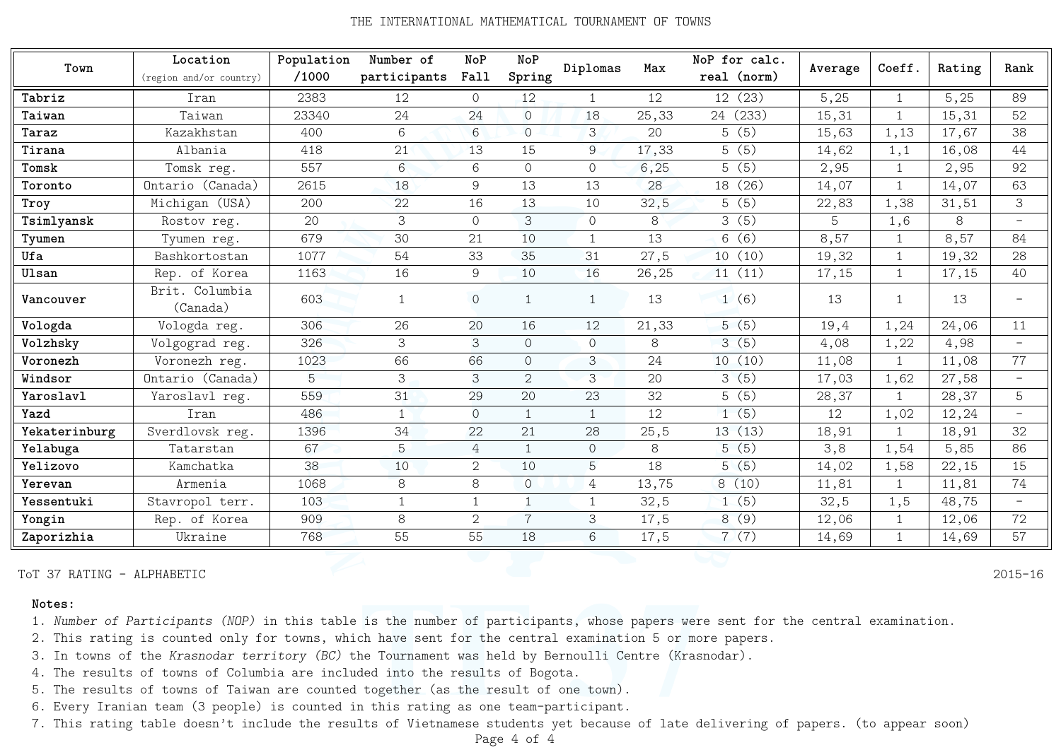# THE INTERNATIONAL MATHEMATICAL TOURNAMENT OF TOWNS

| Town | Location (region and/or country) | Population /1000 | Number of participants | NoP Fall | NoP Spring | Diplomas | Max | NoP for calc. real (norm) | Average | Coeff. | Rating | Rank |
|---|---|---|---|---|---|---|---|---|---|---|---|---|
| **Tabriz** | Iran | 2383 | 12 | 0 | 12 | 1 | 12 | 12 (23) | 5,25 | 1 | 5,25 | 89 |
| **Taiwan** | Taiwan | 23340 | 24 | 24 | 0 | 18 | 25,33 | 24 (233) | 15,31 | 1 | 15,31 | 52 |
| **Taraz** | Kazakhstan | 400 | 6 | 6 | 0 | 3 | 20 | 5 (5) | 15,63 | 1,13 | 17,67 | 38 |
| **Tirana** | Albania | 418 | 21 | 13 | 15 | 9 | 17,33 | 5 (5) | 14,62 | 1,1 | 16,08 | 44 |
| **Tomsk** | Tomsk reg. | 557 | 6 | 6 | 0 | 0 | 6,25 | 5 (5) | 2,95 | 1 | 2,95 | 92 |
| **Toronto** | Ontario (Canada) | 2615 | 18 | 9 | 13 | 13 | 28 | 18 (26) | 14,07 | 1 | 14,07 | 63 |
| **Troy** | Michigan (USA) | 200 | 22 | 16 | 13 | 10 | 32,5 | 5 (5) | 22,83 | 1,38 | 31,51 | 3 |
| **Tsimlyansk** | Rostov reg. | 20 | 3 | 0 | 3 | 0 | 8 | 3 (5) | 5 | 1,6 | 8 | - |
| **Tyumen** | Tyumen reg. | 679 | 30 | 21 | 10 | 1 | 13 | 6 (6) | 8,57 | 1 | 8,57 | 84 |
| **Ufa** | Bashkortostan | 1077 | 54 | 33 | 35 | 31 | 27,5 | 10 (10) | 19,32 | 1 | 19,32 | 28 |
| **Ulsan** | Rep. of Korea | 1163 | 16 | 9 | 10 | 16 | 26,25 | 11 (11) | 17,15 | 1 | 17,15 | 40 |
| **Vancouver** | Brit. Columbia (Canada) | 603 | 1 | 0 | 1 | 1 | 13 | 1 (6) | 13 | 1 | 13 | - |
| **Vologda** | Vologda reg. | 306 | 26 | 20 | 16 | 12 | 21,33 | 5 (5) | 19,4 | 1,24 | 24,06 | 11 |
| **Volzhsky** | Volgograd reg. | 326 | 3 | 3 | 0 | 0 | 8 | 3 (5) | 4,08 | 1,22 | 4,98 | - |
| **Voronezh** | Voronezh reg. | 1023 | 66 | 66 | 0 | 3 | 24 | 10 (10) | 11,08 | 1 | 11,08 | 77 |
| **Windsor** | Ontario (Canada) | 5 | 3 | 3 | 2 | 3 | 20 | 3 (5) | 17,03 | 1,62 | 27,58 | - |
| **Yaroslavl** | Yaroslavl reg. | 559 | 31 | 29 | 20 | 23 | 32 | 5 (5) | 28,37 | 1 | 28,37 | 5 |
| **Yazd** | Iran | 486 | 1 | 0 | 1 | 1 | 12 | 1 (5) | 12 | 1,02 | 12,24 | - |
| **Yekaterinburg** | Sverdlovsk reg. | 1396 | 34 | 22 | 21 | 28 | 25,5 | 13 (13) | 18,91 | 1 | 18,91 | 32 |
| **Yelabuga** | Tatarstan | 67 | 5 | 4 | 1 | 0 | 8 | 5 (5) | 3,8 | 1,54 | 5,85 | 86 |
| **Yelizovo** | Kamchatka | 38 | 10 | 2 | 10 | 5 | 18 | 5 (5) | 14,02 | 1,58 | 22,15 | 15 |
| **Yerevan** | Armenia | 1068 | 8 | 8 | 0 | 4 | 13,75 | 8 (10) | 11,81 | 1 | 11,81 | 74 |
| **Yessentuki** | Stavropol terr. | 103 | 1 | 1 | 1 | 1 | 32,5 | 1 (5) | 32,5 | 1,5 | 48,75 | - |
| **Yongin** | Rep. of Korea | 909 | 8 | 2 | 7 | 3 | 17,5 | 8 (9) | 12,06 | 1 | 12,06 | 72 |
| **Zaporizhia** | Ukraine | 768 | 55 | 55 | 18 | 6 | 17,5 | 7 (7) | 14,69 | 1 | 14,69 | 57 |

ToT 37 RATING - ALPHABETIC 2015-16

**Notes:**

1. *Number of Participants (NOP)* in this table is the number of participants, whose papers were sent for the central examination.
2. This rating is counted only for towns, which have sent for the central examination 5 or more papers.
3. In towns of the *Krasnodar territory (BC)* the Tournament was held by Bernoulli Centre (Krasnodar).
4. The results of towns of Columbia are included into the results of Bogota.
5. The results of towns of Taiwan are counted together (as the result of one town).
6. Every Iranian team (3 people) is counted in this rating as one team-participant.
7. This rating table doesn't include the results of Vietnamese students yet because of late delivering of papers. (to appear soon)